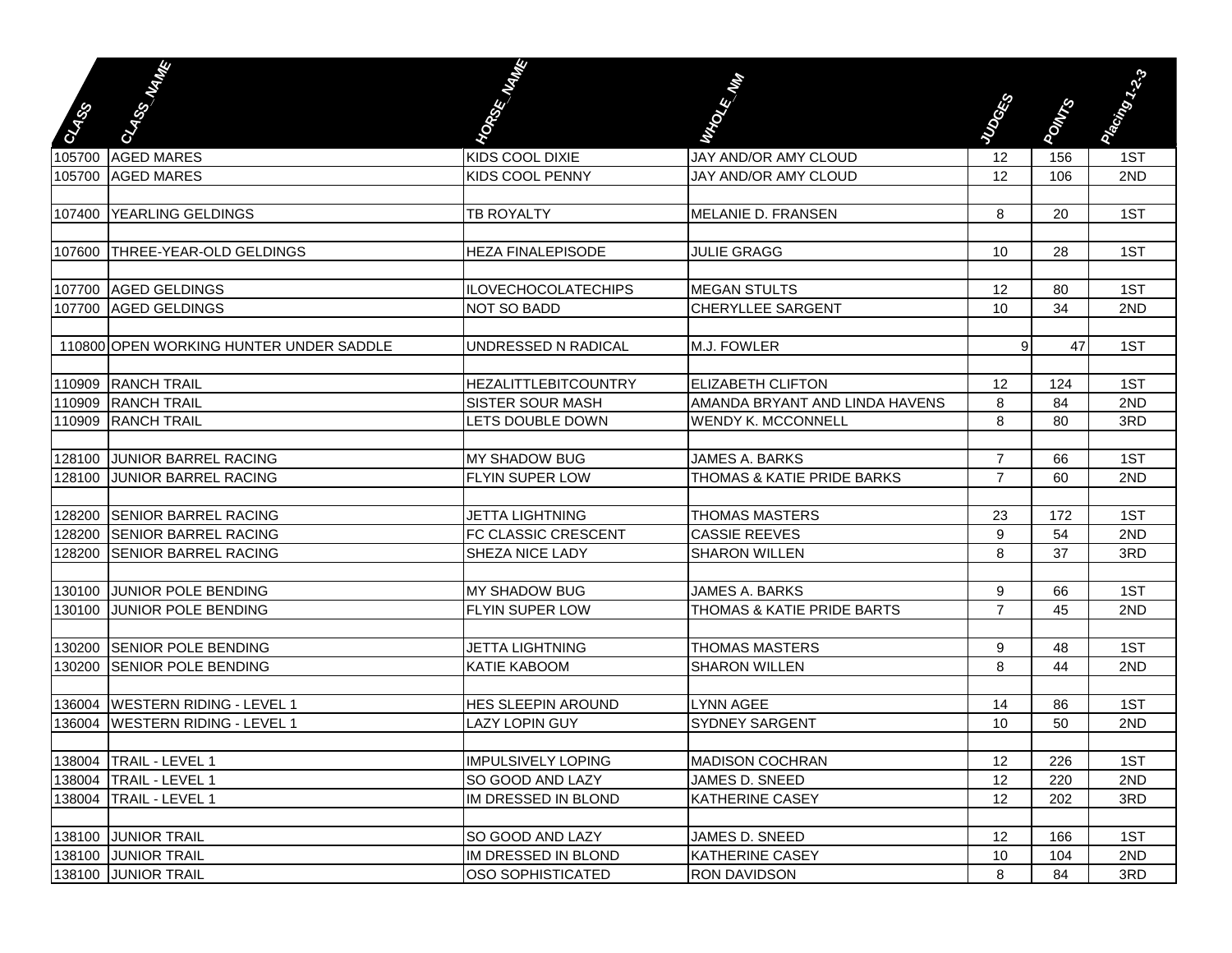| CLASS | CLASS_NAME | HORSE_NAME | WHOLE_NM | JUDGES | POINTS | Placing 1-2-3 |
|---|---|---|---|---|---|---|
| 105700 | AGED MARES | KIDS COOL DIXIE | JAY AND/OR AMY CLOUD | 12 | 156 | 1ST |
| 105700 | AGED MARES | KIDS COOL PENNY | JAY AND/OR AMY CLOUD | 12 | 106 | 2ND |
| | | | | | | |
| 107400 | YEARLING GELDINGS | TB ROYALTY | MELANIE D. FRANSEN | 8 | 20 | 1ST |
| | | | | | | |
| 107600 | THREE-YEAR-OLD GELDINGS | HEZA FINALEPISODE | JULIE GRAGG | 10 | 28 | 1ST |
| | | | | | | |
| 107700 | AGED GELDINGS | ILOVECHOCOLATECHIPS | MEGAN STULTS | 12 | 80 | 1ST |
| 107700 | AGED GELDINGS | NOT SO BADD | CHERYLLEE SARGENT | 10 | 34 | 2ND |
| | | | | | | |
| 110800 | OPEN WORKING HUNTER UNDER SADDLE | UNDRESSED N RADICAL | M.J. FOWLER | 9 | 47 | 1ST |
| | | | | | | |
| 110909 | RANCH TRAIL | HEZALITTLEBITCOUNTRY | ELIZABETH CLIFTON | 12 | 124 | 1ST |
| 110909 | RANCH TRAIL | SISTER SOUR MASH | AMANDA BRYANT AND LINDA HAVENS | 8 | 84 | 2ND |
| 110909 | RANCH TRAIL | LETS DOUBLE DOWN | WENDY K. MCCONNELL | 8 | 80 | 3RD |
| | | | | | | |
| 128100 | JUNIOR BARREL RACING | MY SHADOW BUG | JAMES A. BARKS | 7 | 66 | 1ST |
| 128100 | JUNIOR BARREL RACING | FLYIN SUPER LOW | THOMAS & KATIE PRIDE BARKS | 7 | 60 | 2ND |
| | | | | | | |
| 128200 | SENIOR BARREL RACING | JETTA LIGHTNING | THOMAS MASTERS | 23 | 172 | 1ST |
| 128200 | SENIOR BARREL RACING | FC CLASSIC CRESCENT | CASSIE REEVES | 9 | 54 | 2ND |
| 128200 | SENIOR BARREL RACING | SHEZA NICE LADY | SHARON WILLEN | 8 | 37 | 3RD |
| | | | | | | |
| 130100 | JUNIOR POLE BENDING | MY SHADOW BUG | JAMES A. BARKS | 9 | 66 | 1ST |
| 130100 | JUNIOR POLE BENDING | FLYIN SUPER LOW | THOMAS & KATIE PRIDE BARTS | 7 | 45 | 2ND |
| | | | | | | |
| 130200 | SENIOR POLE BENDING | JETTA LIGHTNING | THOMAS MASTERS | 9 | 48 | 1ST |
| 130200 | SENIOR POLE BENDING | KATIE KABOOM | SHARON WILLEN | 8 | 44 | 2ND |
| | | | | | | |
| 136004 | WESTERN RIDING - LEVEL 1 | HES SLEEPIN AROUND | LYNN AGEE | 14 | 86 | 1ST |
| 136004 | WESTERN RIDING - LEVEL 1 | LAZY LOPIN GUY | SYDNEY SARGENT | 10 | 50 | 2ND |
| | | | | | | |
| 138004 | TRAIL - LEVEL 1 | IMPULSIVELY LOPING | MADISON COCHRAN | 12 | 226 | 1ST |
| 138004 | TRAIL - LEVEL 1 | SO GOOD AND LAZY | JAMES D. SNEED | 12 | 220 | 2ND |
| 138004 | TRAIL - LEVEL 1 | IM DRESSED IN BLOND | KATHERINE CASEY | 12 | 202 | 3RD |
| | | | | | | |
| 138100 | JUNIOR TRAIL | SO GOOD AND LAZY | JAMES D. SNEED | 12 | 166 | 1ST |
| 138100 | JUNIOR TRAIL | IM DRESSED IN BLOND | KATHERINE CASEY | 10 | 104 | 2ND |
| 138100 | JUNIOR TRAIL | OSO SOPHISTICATED | RON DAVIDSON | 8 | 84 | 3RD |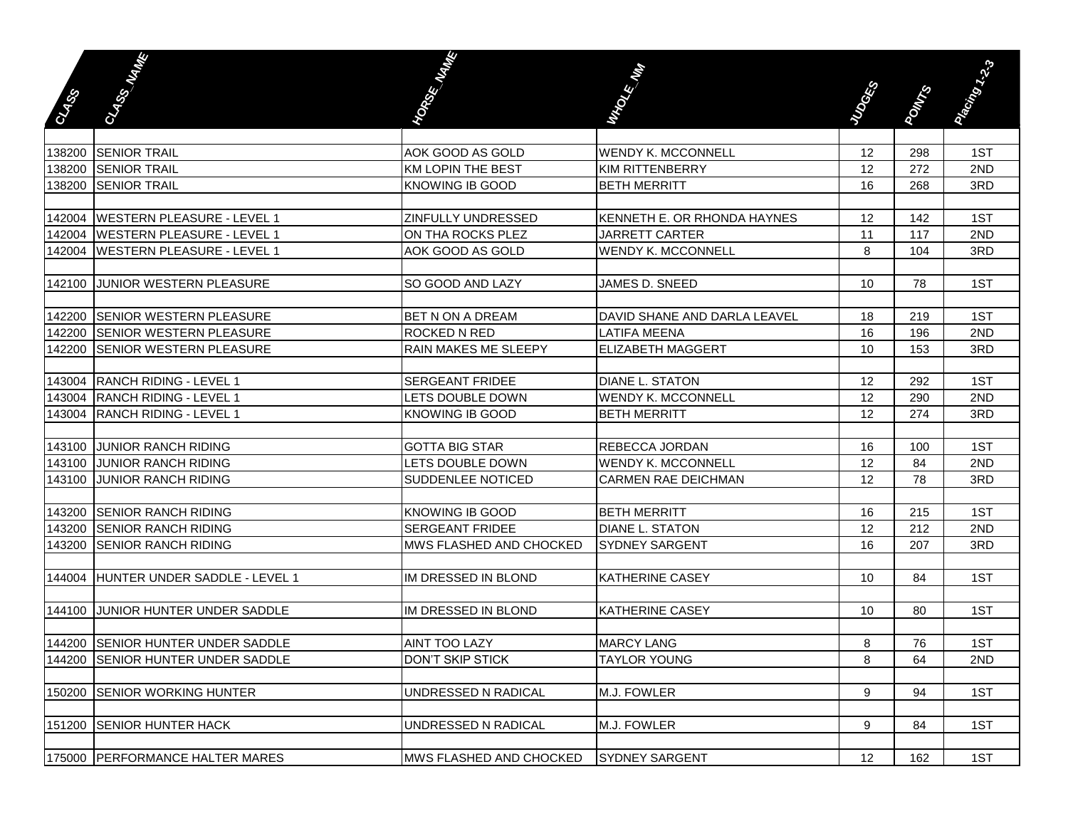| CLASS | CLASS_NAME | HORSE_NAME | WHOLE_NM | JUDGES | POINTS | Placing 1-2-3 |
|---|---|---|---|---|---|---|
| | | | | | | |
| 138200 | SENIOR TRAIL | AOK GOOD AS GOLD | WENDY K. MCCONNELL | 12 | 298 | 1ST |
| 138200 | SENIOR TRAIL | KM LOPIN THE BEST | KIM RITTENBERRY | 12 | 272 | 2ND |
| 138200 | SENIOR TRAIL | KNOWING IB GOOD | BETH MERRITT | 16 | 268 | 3RD |
| | | | | | | |
| 142004 | WESTERN PLEASURE - LEVEL 1 | ZINFULLY UNDRESSED | KENNETH E. OR RHONDA HAYNES | 12 | 142 | 1ST |
| 142004 | WESTERN PLEASURE - LEVEL 1 | ON THA ROCKS PLEZ | JARRETT CARTER | 11 | 117 | 2ND |
| 142004 | WESTERN PLEASURE - LEVEL 1 | AOK GOOD AS GOLD | WENDY K. MCCONNELL | 8 | 104 | 3RD |
| | | | | | | |
| 142100 | JUNIOR WESTERN PLEASURE | SO GOOD AND LAZY | JAMES D. SNEED | 10 | 78 | 1ST |
| | | | | | | |
| 142200 | SENIOR WESTERN PLEASURE | BET N ON A DREAM | DAVID SHANE AND DARLA LEAVEL | 18 | 219 | 1ST |
| 142200 | SENIOR WESTERN PLEASURE | ROCKED N RED | LATIFA MEENA | 16 | 196 | 2ND |
| 142200 | SENIOR WESTERN PLEASURE | RAIN MAKES ME SLEEPY | ELIZABETH MAGGERT | 10 | 153 | 3RD |
| | | | | | | |
| 143004 | RANCH RIDING - LEVEL 1 | SERGEANT FRIDEE | DIANE L. STATON | 12 | 292 | 1ST |
| 143004 | RANCH RIDING - LEVEL 1 | LETS DOUBLE DOWN | WENDY K. MCCONNELL | 12 | 290 | 2ND |
| 143004 | RANCH RIDING - LEVEL 1 | KNOWING IB GOOD | BETH MERRITT | 12 | 274 | 3RD |
| | | | | | | |
| 143100 | JUNIOR RANCH RIDING | GOTTA BIG STAR | REBECCA JORDAN | 16 | 100 | 1ST |
| 143100 | JUNIOR RANCH RIDING | LETS DOUBLE DOWN | WENDY K. MCCONNELL | 12 | 84 | 2ND |
| 143100 | JUNIOR RANCH RIDING | SUDDENLEE NOTICED | CARMEN RAE DEICHMAN | 12 | 78 | 3RD |
| | | | | | | |
| 143200 | SENIOR RANCH RIDING | KNOWING IB GOOD | BETH MERRITT | 16 | 215 | 1ST |
| 143200 | SENIOR RANCH RIDING | SERGEANT FRIDEE | DIANE L. STATON | 12 | 212 | 2ND |
| 143200 | SENIOR RANCH RIDING | MWS FLASHED AND CHOCKED | SYDNEY SARGENT | 16 | 207 | 3RD |
| | | | | | | |
| 144004 | HUNTER UNDER SADDLE - LEVEL 1 | IM DRESSED IN BLOND | KATHERINE CASEY | 10 | 84 | 1ST |
| | | | | | | |
| 144100 | JUNIOR HUNTER UNDER SADDLE | IM DRESSED IN BLOND | KATHERINE CASEY | 10 | 80 | 1ST |
| | | | | | | |
| 144200 | SENIOR HUNTER UNDER SADDLE | AINT TOO LAZY | MARCY LANG | 8 | 76 | 1ST |
| 144200 | SENIOR HUNTER UNDER SADDLE | DON'T SKIP STICK | TAYLOR YOUNG | 8 | 64 | 2ND |
| | | | | | | |
| 150200 | SENIOR WORKING HUNTER | UNDRESSED N RADICAL | M.J. FOWLER | 9 | 94 | 1ST |
| | | | | | | |
| 151200 | SENIOR HUNTER HACK | UNDRESSED N RADICAL | M.J. FOWLER | 9 | 84 | 1ST |
| | | | | | | |
| 175000 | PERFORMANCE HALTER MARES | MWS FLASHED AND CHOCKED | SYDNEY SARGENT | 12 | 162 | 1ST |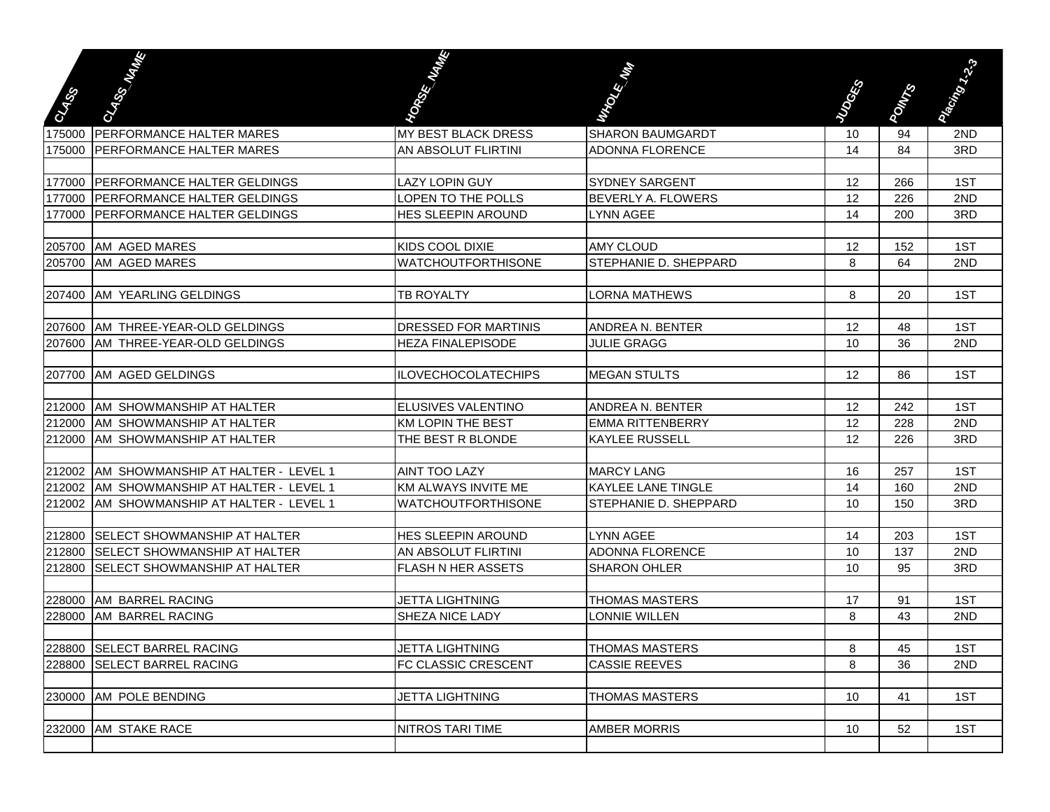| CLASS | CLASS_NAME | HORSE_NAME | WHOLE_NM | JUDGES | POINTS | Placing 1-2-3 |
| --- | --- | --- | --- | --- | --- | --- |
| 175000 | PERFORMANCE HALTER MARES | MY BEST BLACK DRESS | SHARON BAUMGARDT | 10 | 94 | 2ND |
| 175000 | PERFORMANCE HALTER MARES | AN ABSOLUT FLIRTINI | ADONNA FLORENCE | 14 | 84 | 3RD |
| | | | | | | |
| 177000 | PERFORMANCE HALTER GELDINGS | LAZY LOPIN GUY | SYDNEY SARGENT | 12 | 266 | 1ST |
| 177000 | PERFORMANCE HALTER GELDINGS | LOPEN TO THE POLLS | BEVERLY A. FLOWERS | 12 | 226 | 2ND |
| 177000 | PERFORMANCE HALTER GELDINGS | HES SLEEPIN AROUND | LYNN AGEE | 14 | 200 | 3RD |
| | | | | | | |
| 205700 | AM AGED MARES | KIDS COOL DIXIE | AMY CLOUD | 12 | 152 | 1ST |
| 205700 | AM AGED MARES | WATCHOUTFORTHISONE | STEPHANIE D. SHEPPARD | 8 | 64 | 2ND |
| | | | | | | |
| 207400 | AM YEARLING GELDINGS | TB ROYALTY | LORNA MATHEWS | 8 | 20 | 1ST |
| | | | | | | |
| 207600 | AM THREE-YEAR-OLD GELDINGS | DRESSED FOR MARTINIS | ANDREA N. BENTER | 12 | 48 | 1ST |
| 207600 | AM THREE-YEAR-OLD GELDINGS | HEZA FINALEPISODE | JULIE GRAGG | 10 | 36 | 2ND |
| | | | | | | |
| 207700 | AM AGED GELDINGS | ILOVECHOCOLATECHIPS | MEGAN STULTS | 12 | 86 | 1ST |
| | | | | | | |
| 212000 | AM SHOWMANSHIP AT HALTER | ELUSIVES VALENTINO | ANDREA N. BENTER | 12 | 242 | 1ST |
| 212000 | AM SHOWMANSHIP AT HALTER | KM LOPIN THE BEST | EMMA RITTENBERRY | 12 | 228 | 2ND |
| 212000 | AM SHOWMANSHIP AT HALTER | THE BEST R BLONDE | KAYLEE RUSSELL | 12 | 226 | 3RD |
| | | | | | | |
| 212002 | AM SHOWMANSHIP AT HALTER - LEVEL 1 | AINT TOO LAZY | MARCY LANG | 16 | 257 | 1ST |
| 212002 | AM SHOWMANSHIP AT HALTER - LEVEL 1 | KM ALWAYS INVITE ME | KAYLEE LANE TINGLE | 14 | 160 | 2ND |
| 212002 | AM SHOWMANSHIP AT HALTER - LEVEL 1 | WATCHOUTFORTHISONE | STEPHANIE D. SHEPPARD | 10 | 150 | 3RD |
| | | | | | | |
| 212800 | SELECT SHOWMANSHIP AT HALTER | HES SLEEPIN AROUND | LYNN AGEE | 14 | 203 | 1ST |
| 212800 | SELECT SHOWMANSHIP AT HALTER | AN ABSOLUT FLIRTINI | ADONNA FLORENCE | 10 | 137 | 2ND |
| 212800 | SELECT SHOWMANSHIP AT HALTER | FLASH N HER ASSETS | SHARON OHLER | 10 | 95 | 3RD |
| | | | | | | |
| 228000 | AM BARREL RACING | JETTA LIGHTNING | THOMAS MASTERS | 17 | 91 | 1ST |
| 228000 | AM BARREL RACING | SHEZA NICE LADY | LONNIE WILLEN | 8 | 43 | 2ND |
| | | | | | | |
| 228800 | SELECT BARREL RACING | JETTA LIGHTNING | THOMAS MASTERS | 8 | 45 | 1ST |
| 228800 | SELECT BARREL RACING | FC CLASSIC CRESCENT | CASSIE REEVES | 8 | 36 | 2ND |
| | | | | | | |
| 230000 | AM POLE BENDING | JETTA LIGHTNING | THOMAS MASTERS | 10 | 41 | 1ST |
| | | | | | | |
| 232000 | AM STAKE RACE | NITROS TARI TIME | AMBER MORRIS | 10 | 52 | 1ST |
| | | | | | | |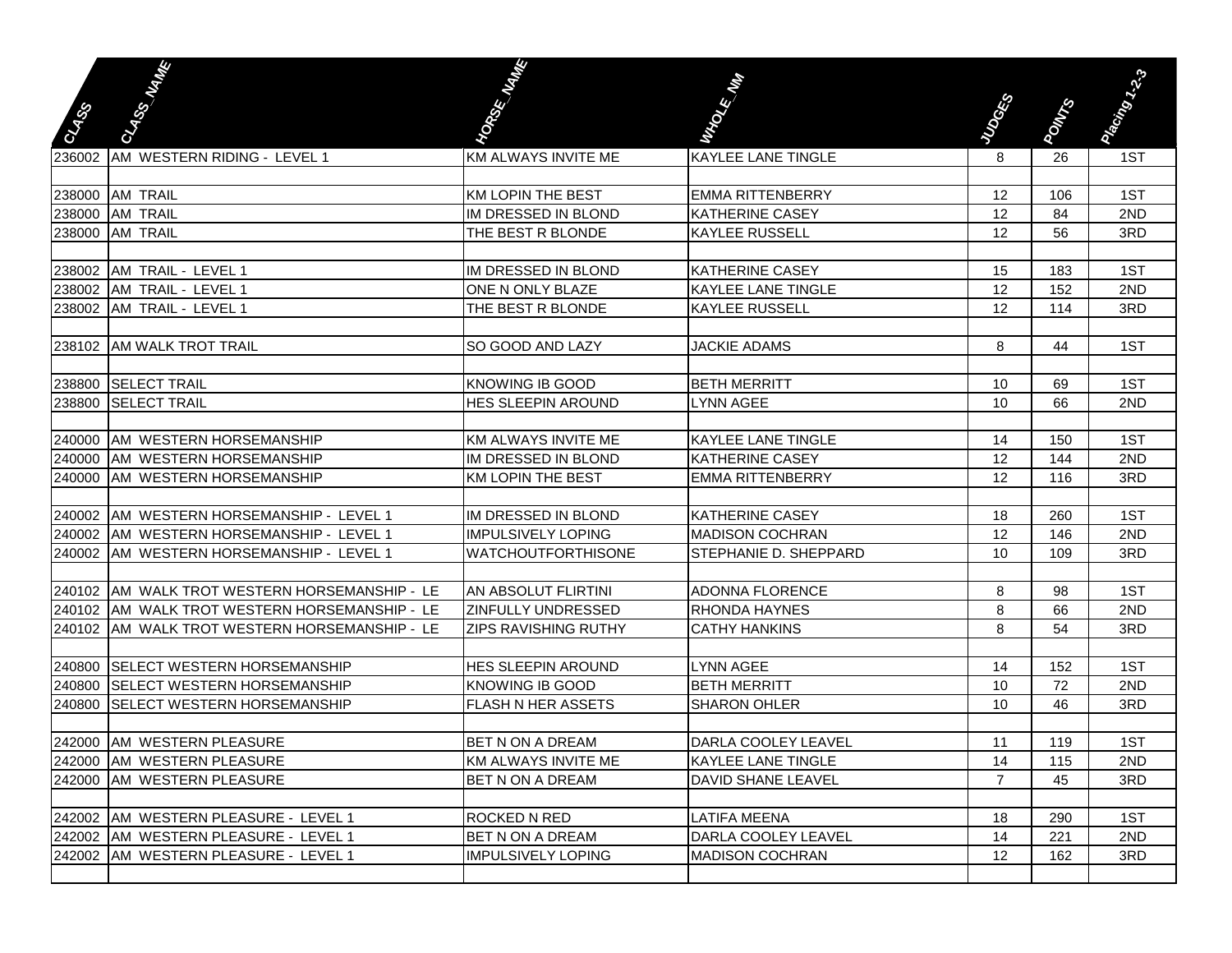| CLASS | CLASS_NAME | HORSE_NAME | WHOLE_NM | JUDGES | POINTS | Placing 1-2-3 |
|---|---|---|---|---|---|---|
| 236002 | AM WESTERN RIDING - LEVEL 1 | KM ALWAYS INVITE ME | KAYLEE LANE TINGLE | 8 | 26 | 1ST |
| | | | | | | |
| 238000 | AM TRAIL | KM LOPIN THE BEST | EMMA RITTENBERRY | 12 | 106 | 1ST |
| 238000 | AM TRAIL | IM DRESSED IN BLOND | KATHERINE CASEY | 12 | 84 | 2ND |
| 238000 | AM TRAIL | THE BEST R BLONDE | KAYLEE RUSSELL | 12 | 56 | 3RD |
| | | | | | | |
| 238002 | AM TRAIL - LEVEL 1 | IM DRESSED IN BLOND | KATHERINE CASEY | 15 | 183 | 1ST |
| 238002 | AM TRAIL - LEVEL 1 | ONE N ONLY BLAZE | KAYLEE LANE TINGLE | 12 | 152 | 2ND |
| 238002 | AM TRAIL - LEVEL 1 | THE BEST R BLONDE | KAYLEE RUSSELL | 12 | 114 | 3RD |
| | | | | | | |
| 238102 | AM WALK TROT TRAIL | SO GOOD AND LAZY | JACKIE ADAMS | 8 | 44 | 1ST |
| | | | | | | |
| 238800 | SELECT TRAIL | KNOWING IB GOOD | BETH MERRITT | 10 | 69 | 1ST |
| 238800 | SELECT TRAIL | HES SLEEPIN AROUND | LYNN AGEE | 10 | 66 | 2ND |
| | | | | | | |
| 240000 | AM WESTERN HORSEMANSHIP | KM ALWAYS INVITE ME | KAYLEE LANE TINGLE | 14 | 150 | 1ST |
| 240000 | AM WESTERN HORSEMANSHIP | IM DRESSED IN BLOND | KATHERINE CASEY | 12 | 144 | 2ND |
| 240000 | AM WESTERN HORSEMANSHIP | KM LOPIN THE BEST | EMMA RITTENBERRY | 12 | 116 | 3RD |
| | | | | | | |
| 240002 | AM WESTERN HORSEMANSHIP - LEVEL 1 | IM DRESSED IN BLOND | KATHERINE CASEY | 18 | 260 | 1ST |
| 240002 | AM WESTERN HORSEMANSHIP - LEVEL 1 | IMPULSIVELY LOPING | MADISON COCHRAN | 12 | 146 | 2ND |
| 240002 | AM WESTERN HORSEMANSHIP - LEVEL 1 | WATCHOUTFORTHISONE | STEPHANIE D. SHEPPARD | 10 | 109 | 3RD |
| | | | | | | |
| 240102 | AM WALK TROT WESTERN HORSEMANSHIP - LE | AN ABSOLUT FLIRTINI | ADONNA FLORENCE | 8 | 98 | 1ST |
| 240102 | AM WALK TROT WESTERN HORSEMANSHIP - LE | ZINFULLY UNDRESSED | RHONDA HAYNES | 8 | 66 | 2ND |
| 240102 | AM WALK TROT WESTERN HORSEMANSHIP - LE | ZIPS RAVISHING RUTHY | CATHY HANKINS | 8 | 54 | 3RD |
| | | | | | | |
| 240800 | SELECT WESTERN HORSEMANSHIP | HES SLEEPIN AROUND | LYNN AGEE | 14 | 152 | 1ST |
| 240800 | SELECT WESTERN HORSEMANSHIP | KNOWING IB GOOD | BETH MERRITT | 10 | 72 | 2ND |
| 240800 | SELECT WESTERN HORSEMANSHIP | FLASH N HER ASSETS | SHARON OHLER | 10 | 46 | 3RD |
| | | | | | | |
| 242000 | AM WESTERN PLEASURE | BET N ON A DREAM | DARLA COOLEY LEAVEL | 11 | 119 | 1ST |
| 242000 | AM WESTERN PLEASURE | KM ALWAYS INVITE ME | KAYLEE LANE TINGLE | 14 | 115 | 2ND |
| 242000 | AM WESTERN PLEASURE | BET N ON A DREAM | DAVID SHANE LEAVEL | 7 | 45 | 3RD |
| | | | | | | |
| 242002 | AM WESTERN PLEASURE - LEVEL 1 | ROCKED N RED | LATIFA MEENA | 18 | 290 | 1ST |
| 242002 | AM WESTERN PLEASURE - LEVEL 1 | BET N ON A DREAM | DARLA COOLEY LEAVEL | 14 | 221 | 2ND |
| 242002 | AM WESTERN PLEASURE - LEVEL 1 | IMPULSIVELY LOPING | MADISON COCHRAN | 12 | 162 | 3RD |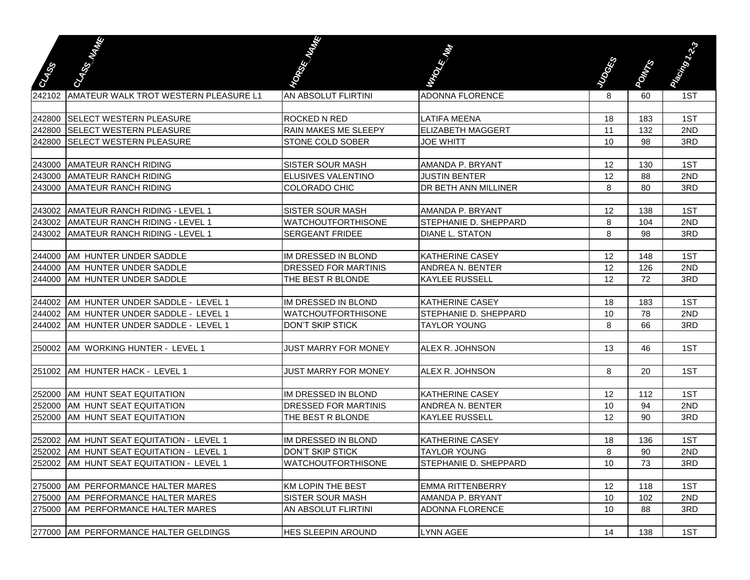| CLASS | CLASS_NAME | HORSE_NAME | WHOLE_NM | JUDGES | POINTS | Placing 1-2-3 |
|---|---|---|---|---|---|---|
| 242102 | AMATEUR WALK TROT WESTERN PLEASURE L1 | AN ABSOLUT FLIRTINI | ADONNA FLORENCE | 8 | 60 | 1ST |
| | | | | | | |
| 242800 | SELECT WESTERN PLEASURE | ROCKED N RED | LATIFA MEENA | 18 | 183 | 1ST |
| 242800 | SELECT WESTERN PLEASURE | RAIN MAKES ME SLEEPY | ELIZABETH MAGGERT | 11 | 132 | 2ND |
| 242800 | SELECT WESTERN PLEASURE | STONE COLD SOBER | JOE WHITT | 10 | 98 | 3RD |
| | | | | | | |
| 243000 | AMATEUR RANCH RIDING | SISTER SOUR MASH | AMANDA P. BRYANT | 12 | 130 | 1ST |
| 243000 | AMATEUR RANCH RIDING | ELUSIVES VALENTINO | JUSTIN BENTER | 12 | 88 | 2ND |
| 243000 | AMATEUR RANCH RIDING | COLORADO CHIC | DR BETH ANN MILLINER | 8 | 80 | 3RD |
| | | | | | | |
| 243002 | AMATEUR RANCH RIDING - LEVEL 1 | SISTER SOUR MASH | AMANDA P. BRYANT | 12 | 138 | 1ST |
| 243002 | AMATEUR RANCH RIDING - LEVEL 1 | WATCHOUTFORTHISONE | STEPHANIE D. SHEPPARD | 8 | 104 | 2ND |
| 243002 | AMATEUR RANCH RIDING - LEVEL 1 | SERGEANT FRIDEE | DIANE L. STATON | 8 | 98 | 3RD |
| | | | | | | |
| 244000 | AM HUNTER UNDER SADDLE | IM DRESSED IN BLOND | KATHERINE CASEY | 12 | 148 | 1ST |
| 244000 | AM HUNTER UNDER SADDLE | DRESSED FOR MARTINIS | ANDREA N. BENTER | 12 | 126 | 2ND |
| 244000 | AM HUNTER UNDER SADDLE | THE BEST R BLONDE | KAYLEE RUSSELL | 12 | 72 | 3RD |
| | | | | | | |
| 244002 | AM HUNTER UNDER SADDLE - LEVEL 1 | IM DRESSED IN BLOND | KATHERINE CASEY | 18 | 183 | 1ST |
| 244002 | AM HUNTER UNDER SADDLE - LEVEL 1 | WATCHOUTFORTHISONE | STEPHANIE D. SHEPPARD | 10 | 78 | 2ND |
| 244002 | AM HUNTER UNDER SADDLE - LEVEL 1 | DON'T SKIP STICK | TAYLOR YOUNG | 8 | 66 | 3RD |
| | | | | | | |
| 250002 | AM WORKING HUNTER - LEVEL 1 | JUST MARRY FOR MONEY | ALEX R. JOHNSON | 13 | 46 | 1ST |
| | | | | | | |
| 251002 | AM HUNTER HACK - LEVEL 1 | JUST MARRY FOR MONEY | ALEX R. JOHNSON | 8 | 20 | 1ST |
| | | | | | | |
| 252000 | AM HUNT SEAT EQUITATION | IM DRESSED IN BLOND | KATHERINE CASEY | 12 | 112 | 1ST |
| 252000 | AM HUNT SEAT EQUITATION | DRESSED FOR MARTINIS | ANDREA N. BENTER | 10 | 94 | 2ND |
| 252000 | AM HUNT SEAT EQUITATION | THE BEST R BLONDE | KAYLEE RUSSELL | 12 | 90 | 3RD |
| | | | | | | |
| 252002 | AM HUNT SEAT EQUITATION - LEVEL 1 | IM DRESSED IN BLOND | KATHERINE CASEY | 18 | 136 | 1ST |
| 252002 | AM HUNT SEAT EQUITATION - LEVEL 1 | DON'T SKIP STICK | TAYLOR YOUNG | 8 | 90 | 2ND |
| 252002 | AM HUNT SEAT EQUITATION - LEVEL 1 | WATCHOUTFORTHISONE | STEPHANIE D. SHEPPARD | 10 | 73 | 3RD |
| | | | | | | |
| 275000 | AM PERFORMANCE HALTER MARES | KM LOPIN THE BEST | EMMA RITTENBERRY | 12 | 118 | 1ST |
| 275000 | AM PERFORMANCE HALTER MARES | SISTER SOUR MASH | AMANDA P. BRYANT | 10 | 102 | 2ND |
| 275000 | AM PERFORMANCE HALTER MARES | AN ABSOLUT FLIRTINI | ADONNA FLORENCE | 10 | 88 | 3RD |
| | | | | | | |
| 277000 | AM PERFORMANCE HALTER GELDINGS | HES SLEEPIN AROUND | LYNN AGEE | 14 | 138 | 1ST |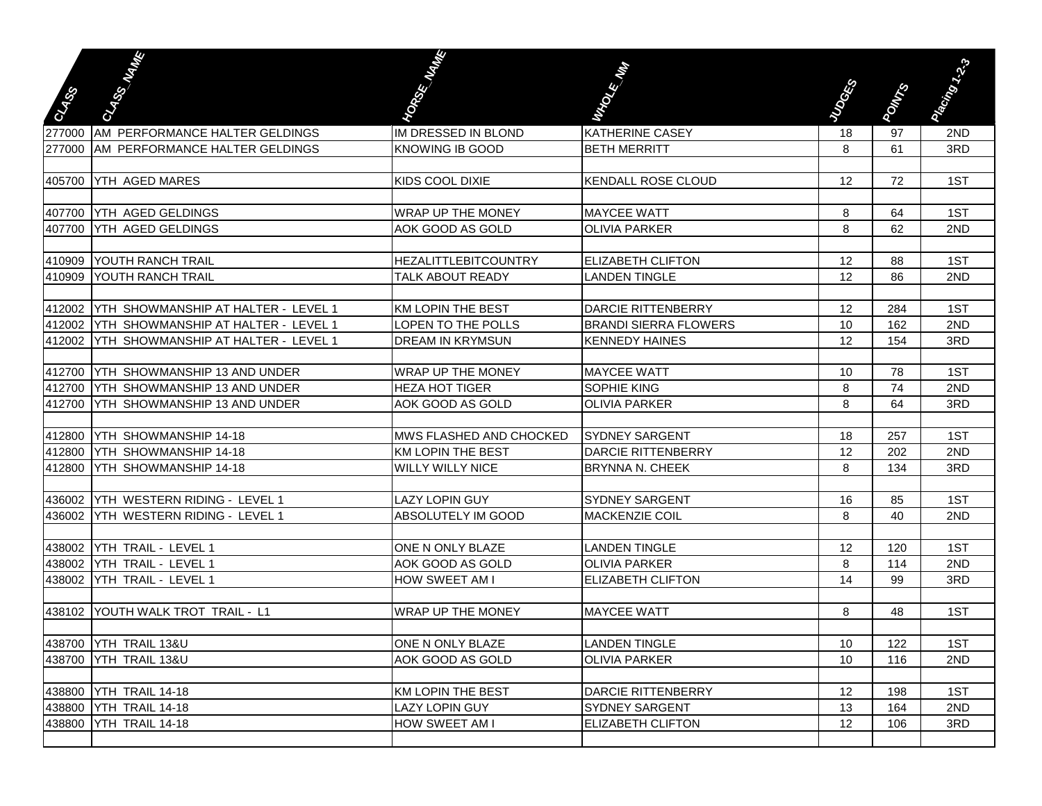| CLASS | CLASS_NAME | HORSE_NAME | WHOLE_NM | JUDGES | POINTS | Placing 1-2-3 |
|---|---|---|---|---|---|---|
| 277000 | AM PERFORMANCE HALTER GELDINGS | IM DRESSED IN BLOND | KATHERINE CASEY | 18 | 97 | 2ND |
| 277000 | AM PERFORMANCE HALTER GELDINGS | KNOWING IB GOOD | BETH MERRITT | 8 | 61 | 3RD |
| | | | | | | |
| 405700 | YTH AGED MARES | KIDS COOL DIXIE | KENDALL ROSE CLOUD | 12 | 72 | 1ST |
| | | | | | | |
| 407700 | YTH AGED GELDINGS | WRAP UP THE MONEY | MAYCEE WATT | 8 | 64 | 1ST |
| 407700 | YTH AGED GELDINGS | AOK GOOD AS GOLD | OLIVIA PARKER | 8 | 62 | 2ND |
| | | | | | | |
| 410909 | YOUTH RANCH TRAIL | HEZALITTLEBITCOUNTRY | ELIZABETH CLIFTON | 12 | 88 | 1ST |
| 410909 | YOUTH RANCH TRAIL | TALK ABOUT READY | LANDEN TINGLE | 12 | 86 | 2ND |
| | | | | | | |
| 412002 | YTH SHOWMANSHIP AT HALTER - LEVEL 1 | KM LOPIN THE BEST | DARCIE RITTENBERRY | 12 | 284 | 1ST |
| 412002 | YTH SHOWMANSHIP AT HALTER - LEVEL 1 | LOPEN TO THE POLLS | BRANDI SIERRA FLOWERS | 10 | 162 | 2ND |
| 412002 | YTH SHOWMANSHIP AT HALTER - LEVEL 1 | DREAM IN KRYMSUN | KENNEDY HAINES | 12 | 154 | 3RD |
| | | | | | | |
| 412700 | YTH SHOWMANSHIP 13 AND UNDER | WRAP UP THE MONEY | MAYCEE WATT | 10 | 78 | 1ST |
| 412700 | YTH SHOWMANSHIP 13 AND UNDER | HEZA HOT TIGER | SOPHIE KING | 8 | 74 | 2ND |
| 412700 | YTH SHOWMANSHIP 13 AND UNDER | AOK GOOD AS GOLD | OLIVIA PARKER | 8 | 64 | 3RD |
| | | | | | | |
| 412800 | YTH SHOWMANSHIP 14-18 | MWS FLASHED AND CHOCKED | SYDNEY SARGENT | 18 | 257 | 1ST |
| 412800 | YTH SHOWMANSHIP 14-18 | KM LOPIN THE BEST | DARCIE RITTENBERRY | 12 | 202 | 2ND |
| 412800 | YTH SHOWMANSHIP 14-18 | WILLY WILLY NICE | BRYNNA N. CHEEK | 8 | 134 | 3RD |
| | | | | | | |
| 436002 | YTH WESTERN RIDING - LEVEL 1 | LAZY LOPIN GUY | SYDNEY SARGENT | 16 | 85 | 1ST |
| 436002 | YTH WESTERN RIDING - LEVEL 1 | ABSOLUTELY IM GOOD | MACKENZIE COIL | 8 | 40 | 2ND |
| | | | | | | |
| 438002 | YTH TRAIL - LEVEL 1 | ONE N ONLY BLAZE | LANDEN TINGLE | 12 | 120 | 1ST |
| 438002 | YTH TRAIL - LEVEL 1 | AOK GOOD AS GOLD | OLIVIA PARKER | 8 | 114 | 2ND |
| 438002 | YTH TRAIL - LEVEL 1 | HOW SWEET AM I | ELIZABETH CLIFTON | 14 | 99 | 3RD |
| | | | | | | |
| 438102 | YOUTH WALK TROT TRAIL - L1 | WRAP UP THE MONEY | MAYCEE WATT | 8 | 48 | 1ST |
| | | | | | | |
| 438700 | YTH TRAIL 13&U | ONE N ONLY BLAZE | LANDEN TINGLE | 10 | 122 | 1ST |
| 438700 | YTH TRAIL 13&U | AOK GOOD AS GOLD | OLIVIA PARKER | 10 | 116 | 2ND |
| | | | | | | |
| 438800 | YTH TRAIL 14-18 | KM LOPIN THE BEST | DARCIE RITTENBERRY | 12 | 198 | 1ST |
| 438800 | YTH TRAIL 14-18 | LAZY LOPIN GUY | SYDNEY SARGENT | 13 | 164 | 2ND |
| 438800 | YTH TRAIL 14-18 | HOW SWEET AM I | ELIZABETH CLIFTON | 12 | 106 | 3RD |
| | | | | | | |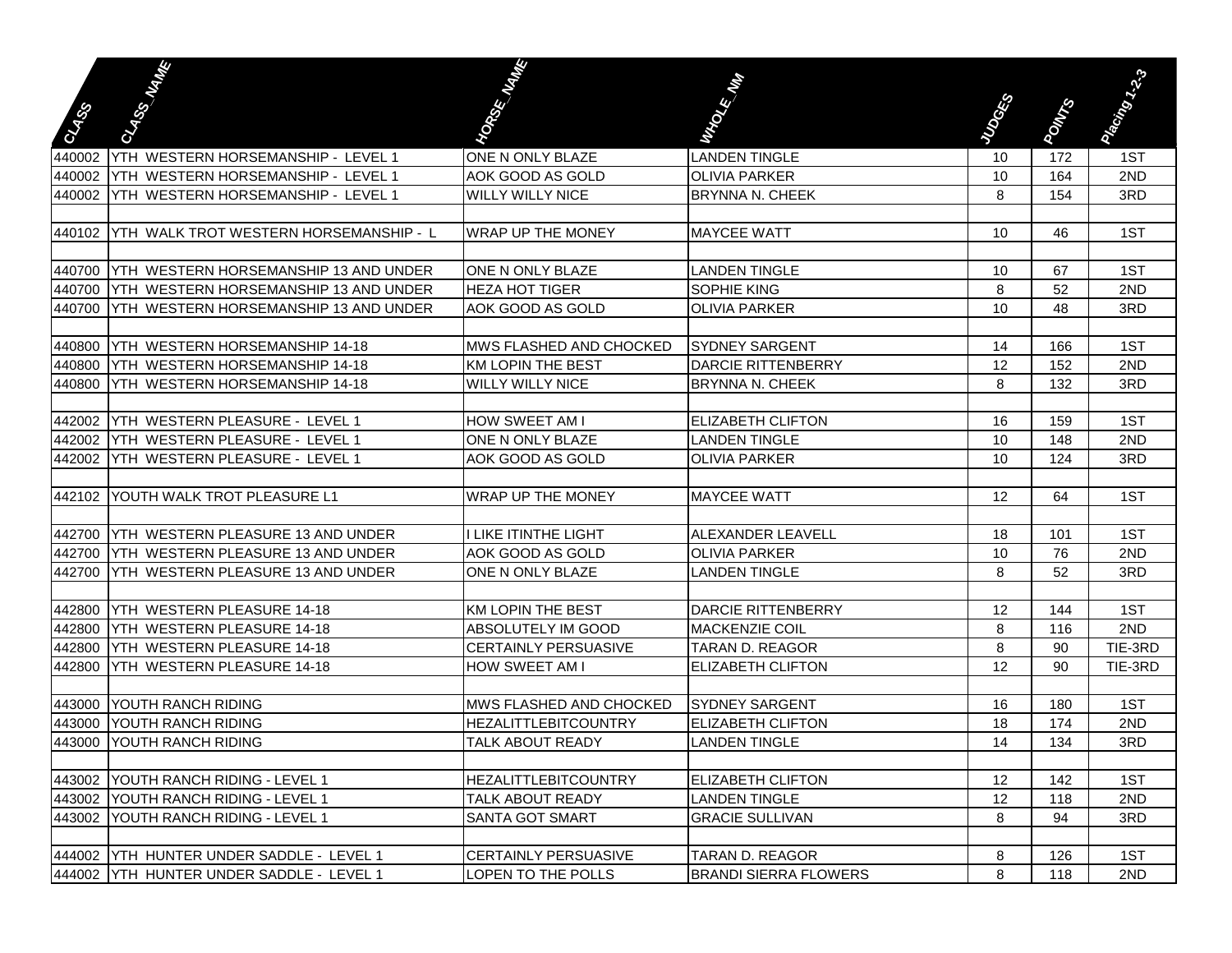| CLASS | CLASS_NAME | HORSE_NAME | WHOLE_NM | JUDGES | POINTS | Placing 1-2-3 |
|---|---|---|---|---|---|---|
| 440002 | YTH WESTERN HORSEMANSHIP - LEVEL 1 | ONE N ONLY BLAZE | LANDEN TINGLE | 10 | 172 | 1ST |
| 440002 | YTH WESTERN HORSEMANSHIP - LEVEL 1 | AOK GOOD AS GOLD | OLIVIA PARKER | 10 | 164 | 2ND |
| 440002 | YTH WESTERN HORSEMANSHIP - LEVEL 1 | WILLY WILLY NICE | BRYNNA N. CHEEK | 8 | 154 | 3RD |
| | | | | | | |
| 440102 | YTH WALK TROT WESTERN HORSEMANSHIP - L | WRAP UP THE MONEY | MAYCEE WATT | 10 | 46 | 1ST |
| | | | | | | |
| 440700 | YTH WESTERN HORSEMANSHIP 13 AND UNDER | ONE N ONLY BLAZE | LANDEN TINGLE | 10 | 67 | 1ST |
| 440700 | YTH WESTERN HORSEMANSHIP 13 AND UNDER | HEZA HOT TIGER | SOPHIE KING | 8 | 52 | 2ND |
| 440700 | YTH WESTERN HORSEMANSHIP 13 AND UNDER | AOK GOOD AS GOLD | OLIVIA PARKER | 10 | 48 | 3RD |
| | | | | | | |
| 440800 | YTH WESTERN HORSEMANSHIP 14-18 | MWS FLASHED AND CHOCKED | SYDNEY SARGENT | 14 | 166 | 1ST |
| 440800 | YTH WESTERN HORSEMANSHIP 14-18 | KM LOPIN THE BEST | DARCIE RITTENBERRY | 12 | 152 | 2ND |
| 440800 | YTH WESTERN HORSEMANSHIP 14-18 | WILLY WILLY NICE | BRYNNA N. CHEEK | 8 | 132 | 3RD |
| | | | | | | |
| 442002 | YTH WESTERN PLEASURE - LEVEL 1 | HOW SWEET AM I | ELIZABETH CLIFTON | 16 | 159 | 1ST |
| 442002 | YTH WESTERN PLEASURE - LEVEL 1 | ONE N ONLY BLAZE | LANDEN TINGLE | 10 | 148 | 2ND |
| 442002 | YTH WESTERN PLEASURE - LEVEL 1 | AOK GOOD AS GOLD | OLIVIA PARKER | 10 | 124 | 3RD |
| | | | | | | |
| 442102 | YOUTH WALK TROT PLEASURE L1 | WRAP UP THE MONEY | MAYCEE WATT | 12 | 64 | 1ST |
| | | | | | | |
| 442700 | YTH WESTERN PLEASURE 13 AND UNDER | I LIKE ITINTHE LIGHT | ALEXANDER LEAVELL | 18 | 101 | 1ST |
| 442700 | YTH WESTERN PLEASURE 13 AND UNDER | AOK GOOD AS GOLD | OLIVIA PARKER | 10 | 76 | 2ND |
| 442700 | YTH WESTERN PLEASURE 13 AND UNDER | ONE N ONLY BLAZE | LANDEN TINGLE | 8 | 52 | 3RD |
| | | | | | | |
| 442800 | YTH WESTERN PLEASURE 14-18 | KM LOPIN THE BEST | DARCIE RITTENBERRY | 12 | 144 | 1ST |
| 442800 | YTH WESTERN PLEASURE 14-18 | ABSOLUTELY IM GOOD | MACKENZIE COIL | 8 | 116 | 2ND |
| 442800 | YTH WESTERN PLEASURE 14-18 | CERTAINLY PERSUASIVE | TARAN D. REAGOR | 8 | 90 | TIE-3RD |
| 442800 | YTH WESTERN PLEASURE 14-18 | HOW SWEET AM I | ELIZABETH CLIFTON | 12 | 90 | TIE-3RD |
| | | | | | | |
| 443000 | YOUTH RANCH RIDING | MWS FLASHED AND CHOCKED | SYDNEY SARGENT | 16 | 180 | 1ST |
| 443000 | YOUTH RANCH RIDING | HEZALITTLEBITCOUNTRY | ELIZABETH CLIFTON | 18 | 174 | 2ND |
| 443000 | YOUTH RANCH RIDING | TALK ABOUT READY | LANDEN TINGLE | 14 | 134 | 3RD |
| | | | | | | |
| 443002 | YOUTH RANCH RIDING - LEVEL 1 | HEZALITTLEBITCOUNTRY | ELIZABETH CLIFTON | 12 | 142 | 1ST |
| 443002 | YOUTH RANCH RIDING - LEVEL 1 | TALK ABOUT READY | LANDEN TINGLE | 12 | 118 | 2ND |
| 443002 | YOUTH RANCH RIDING - LEVEL 1 | SANTA GOT SMART | GRACIE SULLIVAN | 8 | 94 | 3RD |
| | | | | | | |
| 444002 | YTH HUNTER UNDER SADDLE - LEVEL 1 | CERTAINLY PERSUASIVE | TARAN D. REAGOR | 8 | 126 | 1ST |
| 444002 | YTH HUNTER UNDER SADDLE - LEVEL 1 | LOPEN TO THE POLLS | BRANDI SIERRA FLOWERS | 8 | 118 | 2ND |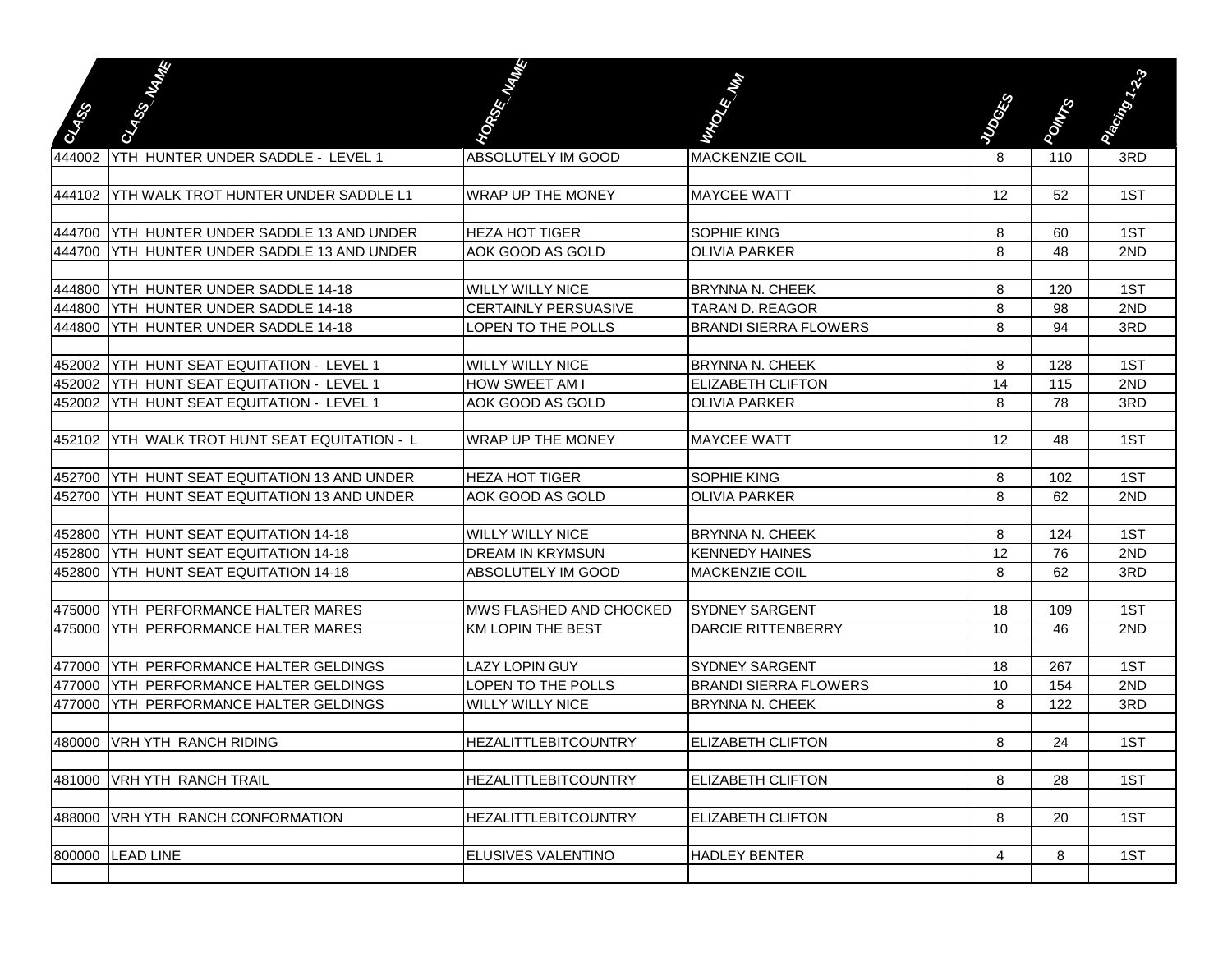| CLASS | CLASS_NAME | HORSE_NAME | WHOLE_NM | JUDGES | POINTS | Placing 1-2-3 |
|---|---|---|---|---|---|---|
| 444002 | YTH HUNTER UNDER SADDLE - LEVEL 1 | ABSOLUTELY IM GOOD | MACKENZIE COIL | 8 | 110 | 3RD |
| | | | | | | |
| 444102 | YTH WALK TROT HUNTER UNDER SADDLE L1 | WRAP UP THE MONEY | MAYCEE WATT | 12 | 52 | 1ST |
| | | | | | | |
| 444700 | YTH HUNTER UNDER SADDLE 13 AND UNDER | HEZA HOT TIGER | SOPHIE KING | 8 | 60 | 1ST |
| 444700 | YTH HUNTER UNDER SADDLE 13 AND UNDER | AOK GOOD AS GOLD | OLIVIA PARKER | 8 | 48 | 2ND |
| | | | | | | |
| 444800 | YTH HUNTER UNDER SADDLE 14-18 | WILLY WILLY NICE | BRYNNA N. CHEEK | 8 | 120 | 1ST |
| 444800 | YTH HUNTER UNDER SADDLE 14-18 | CERTAINLY PERSUASIVE | TARAN D. REAGOR | 8 | 98 | 2ND |
| 444800 | YTH HUNTER UNDER SADDLE 14-18 | LOPEN TO THE POLLS | BRANDI SIERRA FLOWERS | 8 | 94 | 3RD |
| | | | | | | |
| 452002 | YTH HUNT SEAT EQUITATION - LEVEL 1 | WILLY WILLY NICE | BRYNNA N. CHEEK | 8 | 128 | 1ST |
| 452002 | YTH HUNT SEAT EQUITATION - LEVEL 1 | HOW SWEET AM I | ELIZABETH CLIFTON | 14 | 115 | 2ND |
| 452002 | YTH HUNT SEAT EQUITATION - LEVEL 1 | AOK GOOD AS GOLD | OLIVIA PARKER | 8 | 78 | 3RD |
| | | | | | | |
| 452102 | YTH WALK TROT HUNT SEAT EQUITATION - L | WRAP UP THE MONEY | MAYCEE WATT | 12 | 48 | 1ST |
| | | | | | | |
| 452700 | YTH HUNT SEAT EQUITATION 13 AND UNDER | HEZA HOT TIGER | SOPHIE KING | 8 | 102 | 1ST |
| 452700 | YTH HUNT SEAT EQUITATION 13 AND UNDER | AOK GOOD AS GOLD | OLIVIA PARKER | 8 | 62 | 2ND |
| | | | | | | |
| 452800 | YTH HUNT SEAT EQUITATION 14-18 | WILLY WILLY NICE | BRYNNA N. CHEEK | 8 | 124 | 1ST |
| 452800 | YTH HUNT SEAT EQUITATION 14-18 | DREAM IN KRYMSUN | KENNEDY HAINES | 12 | 76 | 2ND |
| 452800 | YTH HUNT SEAT EQUITATION 14-18 | ABSOLUTELY IM GOOD | MACKENZIE COIL | 8 | 62 | 3RD |
| | | | | | | |
| 475000 | YTH PERFORMANCE HALTER MARES | MWS FLASHED AND CHOCKED | SYDNEY SARGENT | 18 | 109 | 1ST |
| 475000 | YTH PERFORMANCE HALTER MARES | KM LOPIN THE BEST | DARCIE RITTENBERRY | 10 | 46 | 2ND |
| | | | | | | |
| 477000 | YTH PERFORMANCE HALTER GELDINGS | LAZY LOPIN GUY | SYDNEY SARGENT | 18 | 267 | 1ST |
| 477000 | YTH PERFORMANCE HALTER GELDINGS | LOPEN TO THE POLLS | BRANDI SIERRA FLOWERS | 10 | 154 | 2ND |
| 477000 | YTH PERFORMANCE HALTER GELDINGS | WILLY WILLY NICE | BRYNNA N. CHEEK | 8 | 122 | 3RD |
| | | | | | | |
| 480000 | VRH YTH RANCH RIDING | HEZALITTLEBITCOUNTRY | ELIZABETH CLIFTON | 8 | 24 | 1ST |
| | | | | | | |
| 481000 | VRH YTH RANCH TRAIL | HEZALITTLEBITCOUNTRY | ELIZABETH CLIFTON | 8 | 28 | 1ST |
| | | | | | | |
| 488000 | VRH YTH RANCH CONFORMATION | HEZALITTLEBITCOUNTRY | ELIZABETH CLIFTON | 8 | 20 | 1ST |
| | | | | | | |
| 800000 | LEAD LINE | ELUSIVES VALENTINO | HADLEY BENTER | 4 | 8 | 1ST |
| | | | | | | |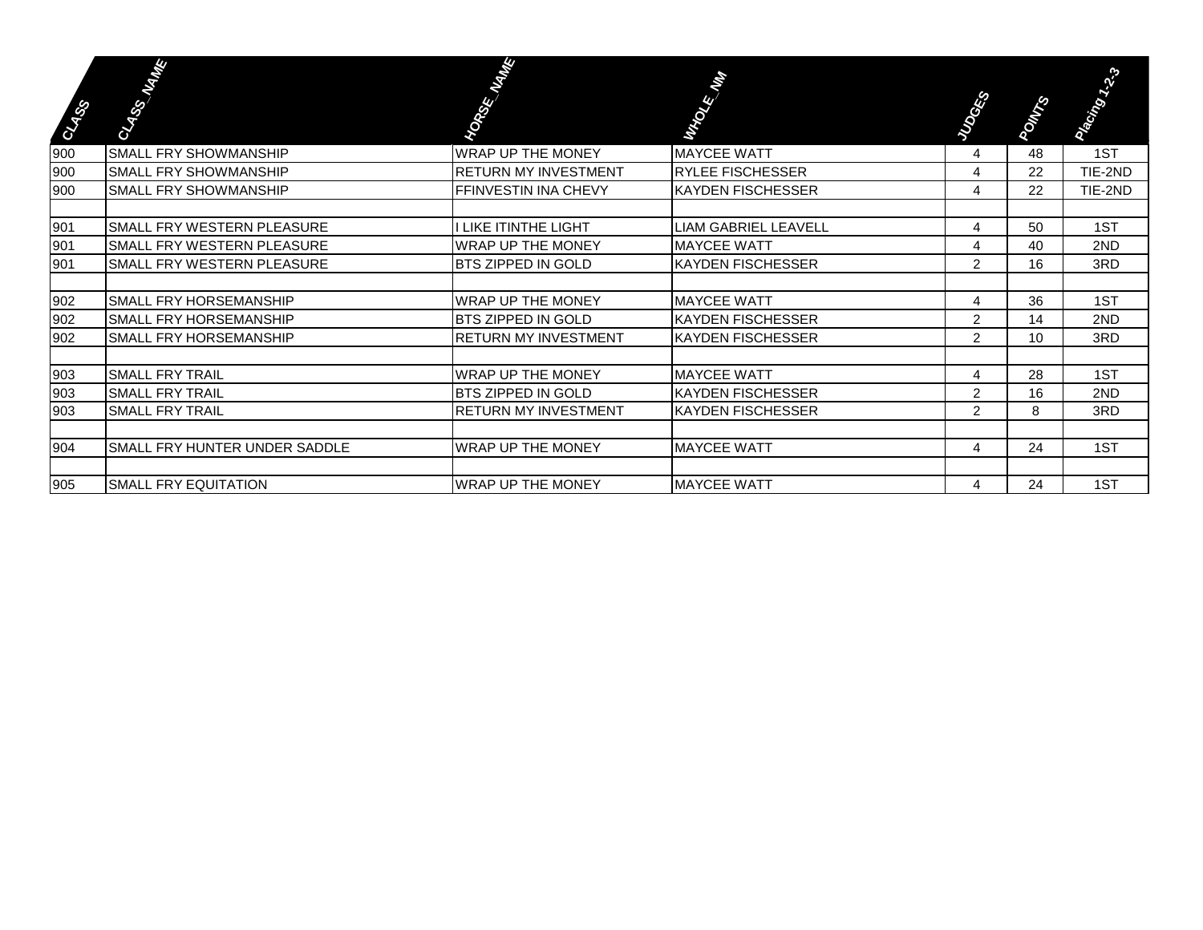| CLASS | CLASS_NAME | HORSE_NAME | WHOLE_NM | JUDGES | POINTS | Placing 1-2-3 |
|---|---|---|---|---|---|---|
| 900 | SMALL FRY SHOWMANSHIP | WRAP UP THE MONEY | MAYCEE WATT | 4 | 48 | 1ST |
| 900 | SMALL FRY SHOWMANSHIP | RETURN MY INVESTMENT | RYLEE FISCHESSER | 4 | 22 | TIE-2ND |
| 900 | SMALL FRY SHOWMANSHIP | FFINVESTIN INA CHEVY | KAYDEN FISCHESSER | 4 | 22 | TIE-2ND |
| | | | | | | |
| 901 | SMALL FRY WESTERN PLEASURE | I LIKE ITINTHE LIGHT | LIAM GABRIEL LEAVELL | 4 | 50 | 1ST |
| 901 | SMALL FRY WESTERN PLEASURE | WRAP UP THE MONEY | MAYCEE WATT | 4 | 40 | 2ND |
| 901 | SMALL FRY WESTERN PLEASURE | BTS ZIPPED IN GOLD | KAYDEN FISCHESSER | 2 | 16 | 3RD |
| | | | | | | |
| 902 | SMALL FRY HORSEMANSHIP | WRAP UP THE MONEY | MAYCEE WATT | 4 | 36 | 1ST |
| 902 | SMALL FRY HORSEMANSHIP | BTS ZIPPED IN GOLD | KAYDEN FISCHESSER | 2 | 14 | 2ND |
| 902 | SMALL FRY HORSEMANSHIP | RETURN MY INVESTMENT | KAYDEN FISCHESSER | 2 | 10 | 3RD |
| | | | | | | |
| 903 | SMALL FRY TRAIL | WRAP UP THE MONEY | MAYCEE WATT | 4 | 28 | 1ST |
| 903 | SMALL FRY TRAIL | BTS ZIPPED IN GOLD | KAYDEN FISCHESSER | 2 | 16 | 2ND |
| 903 | SMALL FRY TRAIL | RETURN MY INVESTMENT | KAYDEN FISCHESSER | 2 | 8 | 3RD |
| | | | | | | |
| 904 | SMALL FRY HUNTER UNDER SADDLE | WRAP UP THE MONEY | MAYCEE WATT | 4 | 24 | 1ST |
| | | | | | | |
| 905 | SMALL FRY EQUITATION | WRAP UP THE MONEY | MAYCEE WATT | 4 | 24 | 1ST |